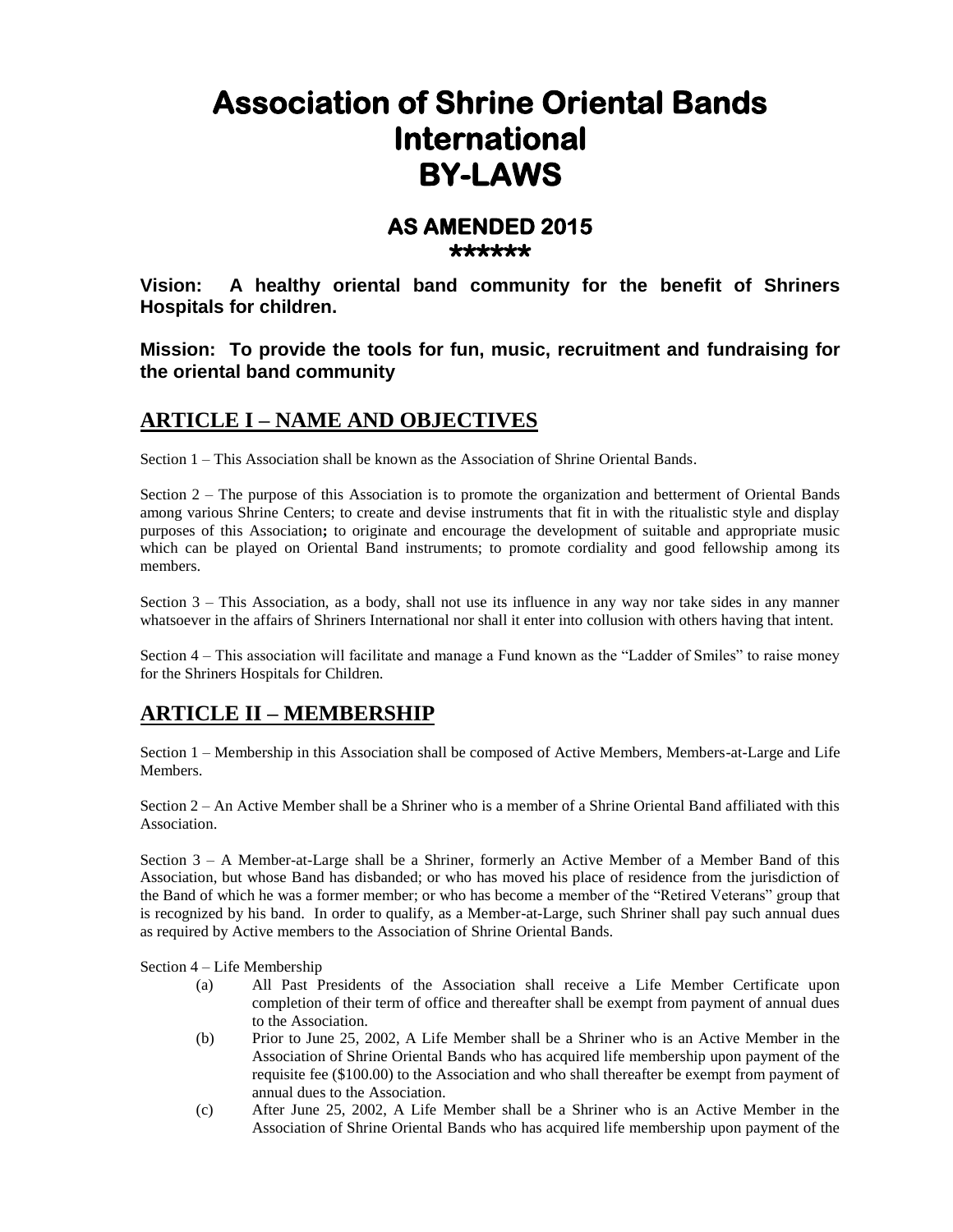# Association of Shrine Oriental Bands International BY-LAWS

## AS AMENDED 2015

******

**Vision: A healthy oriental band community for the benefit of Shriners Hospitals for children.**

**Mission: To provide the tools for fun, music, recruitment and fundraising for the oriental band community**

## ARTICLE I – NAME AND OBJECTIVES

Section 1 – This Association shall be known as the Association of Shrine Oriental Bands.

Section 2 – The purpose of this Association is to promote the organization and betterment of Oriental Bands among various Shrine Centers; to create and devise instruments that fit in with the ritualistic style and display purposes of this Association**;** to originate and encourage the development of suitable and appropriate music which can be played on Oriental Band instruments; to promote cordiality and good fellowship among its members.

Section 3 – This Association, as a body, shall not use its influence in any way nor take sides in any manner whatsoever in the affairs of Shriners International nor shall it enter into collusion with others having that intent.

Section 4 – This association will facilitate and manage a Fund known as the "Ladder of Smiles" to raise money for the Shriners Hospitals for Children.

## ARTICLE II – MEMBERSHIP

Section 1 – Membership in this Association shall be composed of Active Members, Members-at-Large and Life Members.

Section 2 – An Active Member shall be a Shriner who is a member of a Shrine Oriental Band affiliated with this Association.

Section 3 – A Member-at-Large shall be a Shriner, formerly an Active Member of a Member Band of this Association, but whose Band has disbanded; or who has moved his place of residence from the jurisdiction of the Band of which he was a former member; or who has become a member of the "Retired Veterans" group that is recognized by his band. In order to qualify, as a Member-at-Large, such Shriner shall pay such annual dues as required by Active members to the Association of Shrine Oriental Bands.

Section 4 – Life Membership

(a) All Past Presidents of the Association shall receive a Life Member Certificate upon completion of their term of office and thereafter shall be exempt from payment of annual dues to the Association.

(b) Prior to June 25, 2002, A Life Member shall be a Shriner who is an Active Member in the Association of Shrine Oriental Bands who has acquired life membership upon payment of the requisite fee ($100.00) to the Association and who shall thereafter be exempt from payment of annual dues to the Association.

(c) After June 25, 2002, A Life Member shall be a Shriner who is an Active Member in the Association of Shrine Oriental Bands who has acquired life membership upon payment of the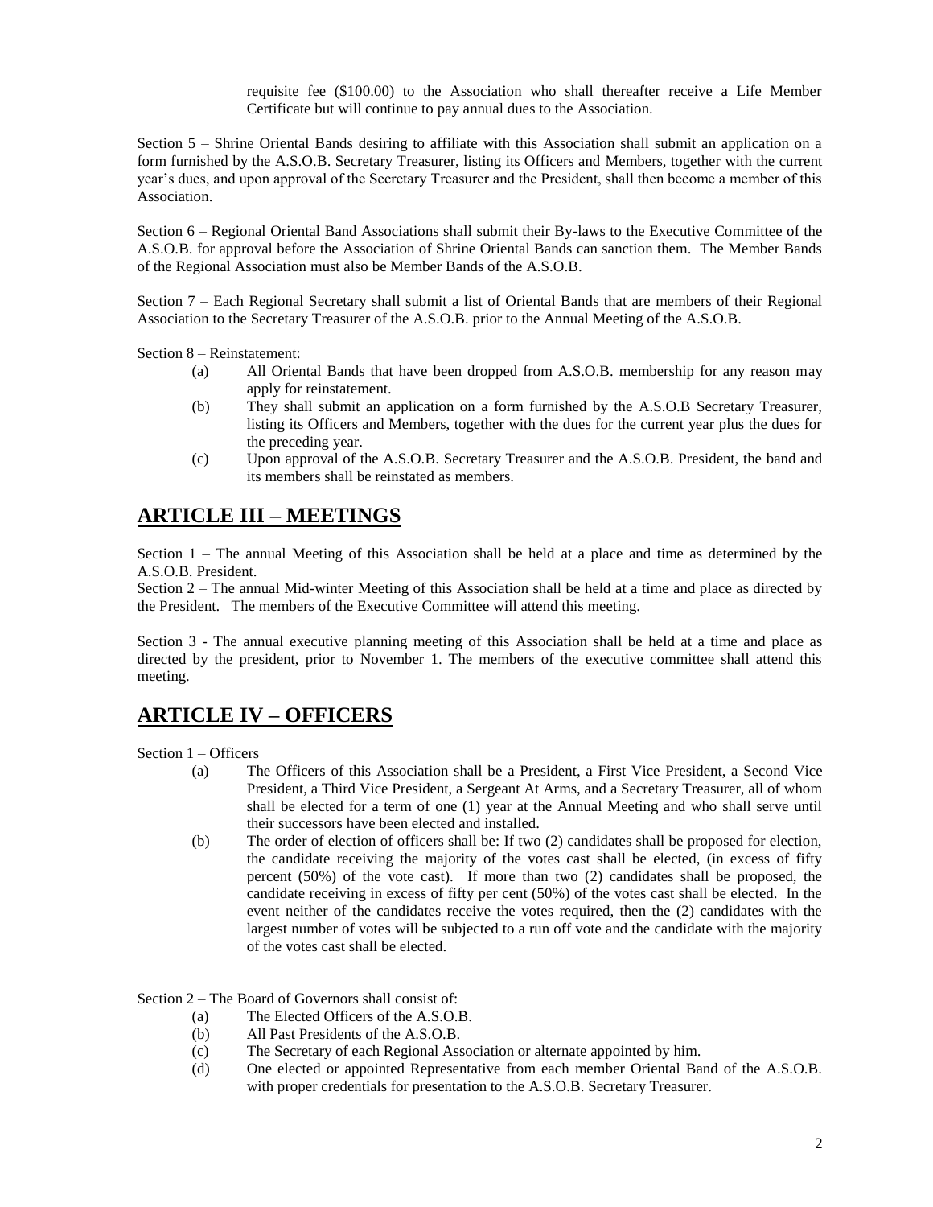requisite fee ($100.00) to the Association who shall thereafter receive a Life Member Certificate but will continue to pay annual dues to the Association.

Section 5 – Shrine Oriental Bands desiring to affiliate with this Association shall submit an application on a form furnished by the A.S.O.B. Secretary Treasurer, listing its Officers and Members, together with the current year's dues, and upon approval of the Secretary Treasurer and the President, shall then become a member of this Association.

Section 6 – Regional Oriental Band Associations shall submit their By-laws to the Executive Committee of the A.S.O.B. for approval before the Association of Shrine Oriental Bands can sanction them. The Member Bands of the Regional Association must also be Member Bands of the A.S.O.B.

Section 7 – Each Regional Secretary shall submit a list of Oriental Bands that are members of their Regional Association to the Secretary Treasurer of the A.S.O.B. prior to the Annual Meeting of the A.S.O.B.

Section 8 – Reinstatement:

- (a) All Oriental Bands that have been dropped from A.S.O.B. membership for any reason may apply for reinstatement.
- (b) They shall submit an application on a form furnished by the A.S.O.B Secretary Treasurer, listing its Officers and Members, together with the dues for the current year plus the dues for the preceding year.
- (c) Upon approval of the A.S.O.B. Secretary Treasurer and the A.S.O.B. President, the band and its members shall be reinstated as members.

## ARTICLE III – MEETINGS

Section 1 – The annual Meeting of this Association shall be held at a place and time as determined by the A.S.O.B. President.

Section 2 – The annual Mid-winter Meeting of this Association shall be held at a time and place as directed by the President. The members of the Executive Committee will attend this meeting.

Section 3 - The annual executive planning meeting of this Association shall be held at a time and place as directed by the president, prior to November 1. The members of the executive committee shall attend this meeting.

## ARTICLE IV – OFFICERS

Section 1 – Officers

- (a) The Officers of this Association shall be a President, a First Vice President, a Second Vice President, a Third Vice President, a Sergeant At Arms, and a Secretary Treasurer, all of whom shall be elected for a term of one (1) year at the Annual Meeting and who shall serve until their successors have been elected and installed.
- (b) The order of election of officers shall be: If two (2) candidates shall be proposed for election, the candidate receiving the majority of the votes cast shall be elected, (in excess of fifty percent (50%) of the vote cast). If more than two (2) candidates shall be proposed, the candidate receiving in excess of fifty per cent (50%) of the votes cast shall be elected. In the event neither of the candidates receive the votes required, then the (2) candidates with the largest number of votes will be subjected to a run off vote and the candidate with the majority of the votes cast shall be elected.

Section 2 – The Board of Governors shall consist of:

- (a) The Elected Officers of the A.S.O.B.
- (b) All Past Presidents of the A.S.O.B.
- (c) The Secretary of each Regional Association or alternate appointed by him.
- (d) One elected or appointed Representative from each member Oriental Band of the A.S.O.B. with proper credentials for presentation to the A.S.O.B. Secretary Treasurer.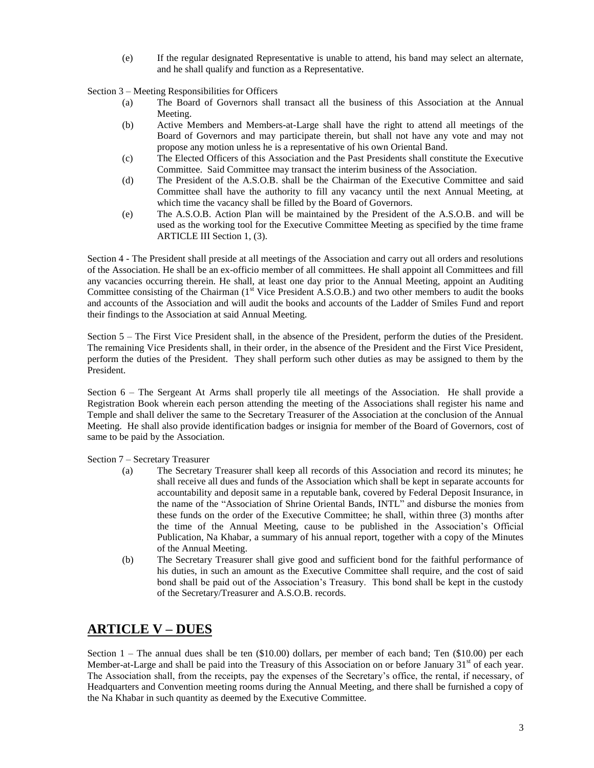(e) If the regular designated Representative is unable to attend, his band may select an alternate, and he shall qualify and function as a Representative.

Section 3 – Meeting Responsibilities for Officers

(a) The Board of Governors shall transact all the business of this Association at the Annual Meeting.

(b) Active Members and Members-at-Large shall have the right to attend all meetings of the Board of Governors and may participate therein, but shall not have any vote and may not propose any motion unless he is a representative of his own Oriental Band.

(c) The Elected Officers of this Association and the Past Presidents shall constitute the Executive Committee. Said Committee may transact the interim business of the Association.

(d) The President of the A.S.O.B. shall be the Chairman of the Executive Committee and said Committee shall have the authority to fill any vacancy until the next Annual Meeting, at which time the vacancy shall be filled by the Board of Governors.

(e) The A.S.O.B. Action Plan will be maintained by the President of the A.S.O.B. and will be used as the working tool for the Executive Committee Meeting as specified by the time frame ARTICLE III Section 1, (3).

Section 4 - The President shall preside at all meetings of the Association and carry out all orders and resolutions of the Association. He shall be an ex-officio member of all committees. He shall appoint all Committees and fill any vacancies occurring therein. He shall, at least one day prior to the Annual Meeting, appoint an Auditing Committee consisting of the Chairman (1st Vice President A.S.O.B.) and two other members to audit the books and accounts of the Association and will audit the books and accounts of the Ladder of Smiles Fund and report their findings to the Association at said Annual Meeting.

Section 5 – The First Vice President shall, in the absence of the President, perform the duties of the President. The remaining Vice Presidents shall, in their order, in the absence of the President and the First Vice President, perform the duties of the President. They shall perform such other duties as may be assigned to them by the President.

Section 6 – The Sergeant At Arms shall properly tile all meetings of the Association. He shall provide a Registration Book wherein each person attending the meeting of the Associations shall register his name and Temple and shall deliver the same to the Secretary Treasurer of the Association at the conclusion of the Annual Meeting. He shall also provide identification badges or insignia for member of the Board of Governors, cost of same to be paid by the Association.

Section 7 – Secretary Treasurer

(a) The Secretary Treasurer shall keep all records of this Association and record its minutes; he shall receive all dues and funds of the Association which shall be kept in separate accounts for accountability and deposit same in a reputable bank, covered by Federal Deposit Insurance, in the name of the "Association of Shrine Oriental Bands, INTL" and disburse the monies from these funds on the order of the Executive Committee; he shall, within three (3) months after the time of the Annual Meeting, cause to be published in the Association's Official Publication, Na Khabar, a summary of his annual report, together with a copy of the Minutes of the Annual Meeting.

(b) The Secretary Treasurer shall give good and sufficient bond for the faithful performance of his duties, in such an amount as the Executive Committee shall require, and the cost of said bond shall be paid out of the Association's Treasury. This bond shall be kept in the custody of the Secretary/Treasurer and A.S.O.B. records.

## ARTICLE V – DUES

Section 1 – The annual dues shall be ten ($10.00) dollars, per member of each band; Ten ($10.00) per each Member-at-Large and shall be paid into the Treasury of this Association on or before January 31st of each year. The Association shall, from the receipts, pay the expenses of the Secretary's office, the rental, if necessary, of Headquarters and Convention meeting rooms during the Annual Meeting, and there shall be furnished a copy of the Na Khabar in such quantity as deemed by the Executive Committee.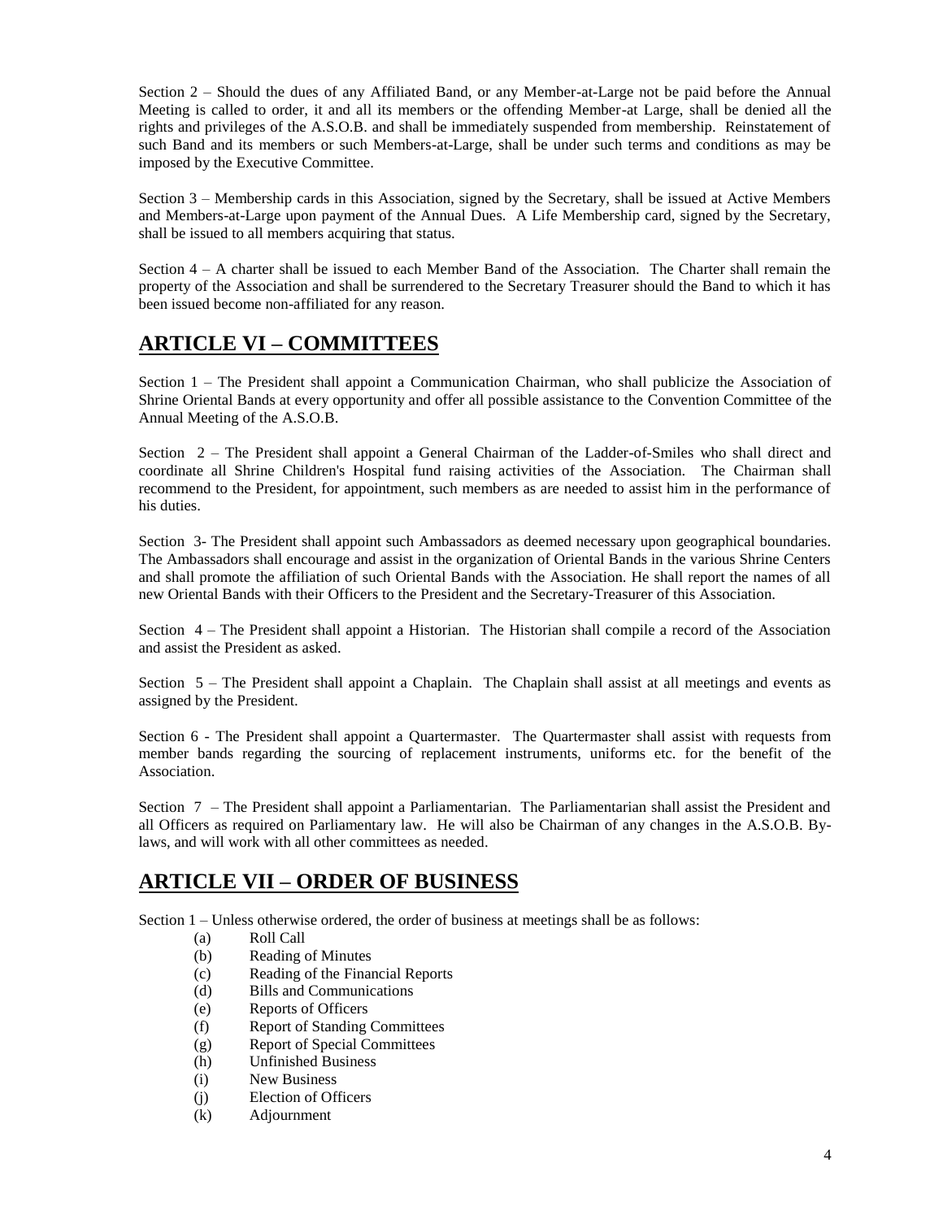Section 2 – Should the dues of any Affiliated Band, or any Member-at-Large not be paid before the Annual Meeting is called to order, it and all its members or the offending Member-at Large, shall be denied all the rights and privileges of the A.S.O.B. and shall be immediately suspended from membership. Reinstatement of such Band and its members or such Members-at-Large, shall be under such terms and conditions as may be imposed by the Executive Committee.

Section 3 – Membership cards in this Association, signed by the Secretary, shall be issued at Active Members and Members-at-Large upon payment of the Annual Dues. A Life Membership card, signed by the Secretary, shall be issued to all members acquiring that status.

Section 4 – A charter shall be issued to each Member Band of the Association. The Charter shall remain the property of the Association and shall be surrendered to the Secretary Treasurer should the Band to which it has been issued become non-affiliated for any reason.

## ARTICLE VI – COMMITTEES

Section 1 – The President shall appoint a Communication Chairman, who shall publicize the Association of Shrine Oriental Bands at every opportunity and offer all possible assistance to the Convention Committee of the Annual Meeting of the A.S.O.B.

Section 2 – The President shall appoint a General Chairman of the Ladder-of-Smiles who shall direct and coordinate all Shrine Children's Hospital fund raising activities of the Association. The Chairman shall recommend to the President, for appointment, such members as are needed to assist him in the performance of his duties.

Section 3- The President shall appoint such Ambassadors as deemed necessary upon geographical boundaries. The Ambassadors shall encourage and assist in the organization of Oriental Bands in the various Shrine Centers and shall promote the affiliation of such Oriental Bands with the Association. He shall report the names of all new Oriental Bands with their Officers to the President and the Secretary-Treasurer of this Association.

Section 4 – The President shall appoint a Historian. The Historian shall compile a record of the Association and assist the President as asked.

Section 5 – The President shall appoint a Chaplain. The Chaplain shall assist at all meetings and events as assigned by the President.

Section 6 - The President shall appoint a Quartermaster. The Quartermaster shall assist with requests from member bands regarding the sourcing of replacement instruments, uniforms etc. for the benefit of the Association.

Section 7 – The President shall appoint a Parliamentarian. The Parliamentarian shall assist the President and all Officers as required on Parliamentary law. He will also be Chairman of any changes in the A.S.O.B. By-laws, and will work with all other committees as needed.

## ARTICLE VII – ORDER OF BUSINESS

Section 1 – Unless otherwise ordered, the order of business at meetings shall be as follows:

- (a) Roll Call
- (b) Reading of Minutes
- (c) Reading of the Financial Reports
- (d) Bills and Communications
- (e) Reports of Officers
- (f) Report of Standing Committees
- (g) Report of Special Committees
- (h) Unfinished Business
- (i) New Business
- (j) Election of Officers
- (k) Adjournment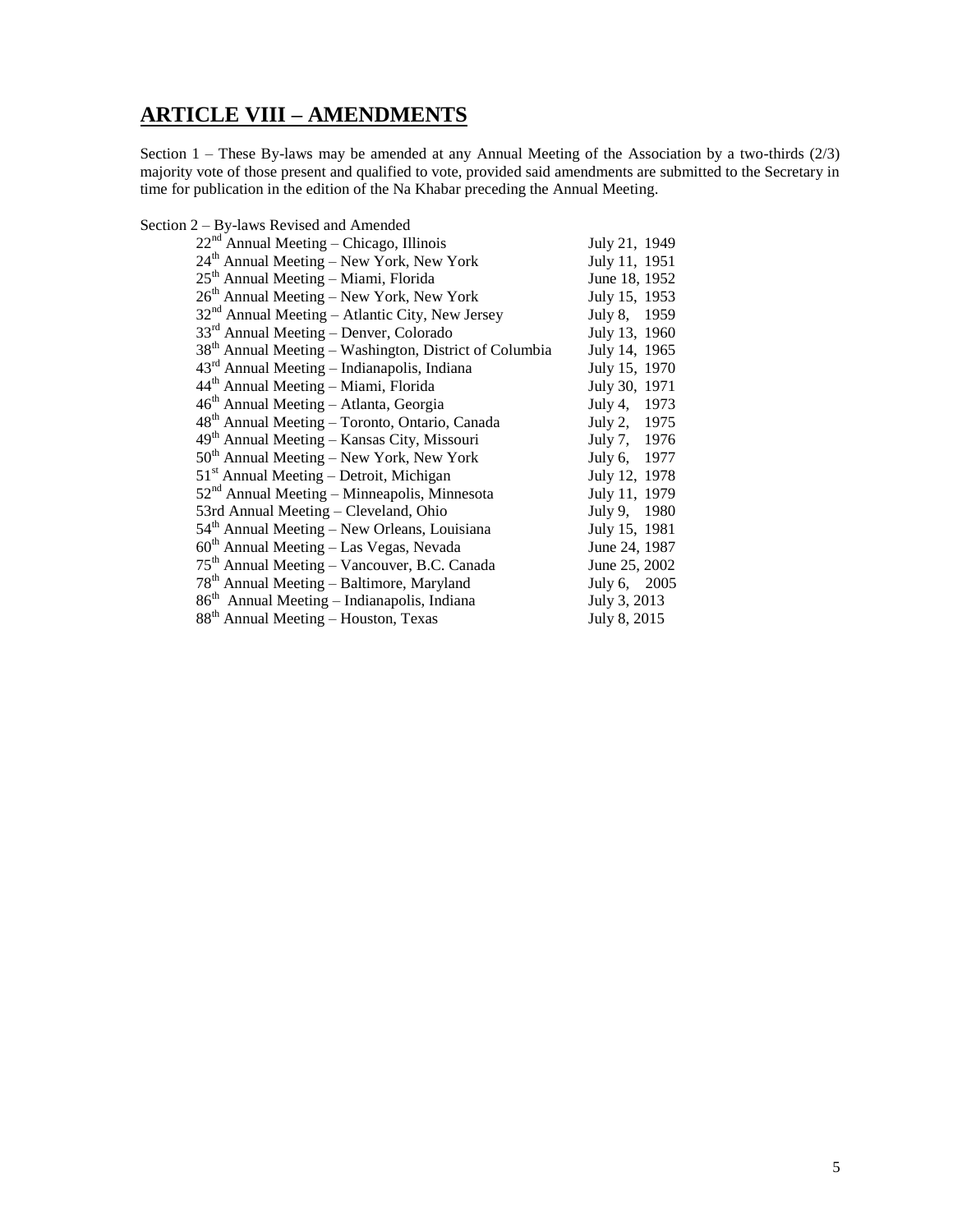## ARTICLE VIII – AMENDMENTS

Section 1 – These By-laws may be amended at any Annual Meeting of the Association by a two-thirds (2/3) majority vote of those present and qualified to vote, provided said amendments are submitted to the Secretary in time for publication in the edition of the Na Khabar preceding the Annual Meeting.

Section 2 – By-laws Revised and Amended

| | |
|---|---|
| 22nd Annual Meeting – Chicago, Illinois | July 21, 1949 |
| 24th Annual Meeting – New York, New York | July 11, 1951 |
| 25th Annual Meeting – Miami, Florida | June 18, 1952 |
| 26th Annual Meeting – New York, New York | July 15, 1953 |
| 32nd Annual Meeting – Atlantic City, New Jersey | July 8, 1959 |
| 33rd Annual Meeting – Denver, Colorado | July 13, 1960 |
| 38th Annual Meeting – Washington, District of Columbia | July 14, 1965 |
| 43rd Annual Meeting – Indianapolis, Indiana | July 15, 1970 |
| 44th Annual Meeting – Miami, Florida | July 30, 1971 |
| 46th Annual Meeting – Atlanta, Georgia | July 4, 1973 |
| 48th Annual Meeting – Toronto, Ontario, Canada | July 2, 1975 |
| 49th Annual Meeting – Kansas City, Missouri | July 7, 1976 |
| 50th Annual Meeting – New York, New York | July 6, 1977 |
| 51st Annual Meeting – Detroit, Michigan | July 12, 1978 |
| 52nd Annual Meeting – Minneapolis, Minnesota | July 11, 1979 |
| 53rd Annual Meeting – Cleveland, Ohio | July 9, 1980 |
| 54th Annual Meeting – New Orleans, Louisiana | July 15, 1981 |
| 60th Annual Meeting – Las Vegas, Nevada | June 24, 1987 |
| 75th Annual Meeting – Vancouver, B.C. Canada | June 25, 2002 |
| 78th Annual Meeting – Baltimore, Maryland | July 6, 2005 |
| 86th Annual Meeting – Indianapolis, Indiana | July 3, 2013 |
| 88th Annual Meeting – Houston, Texas | July 8, 2015 |